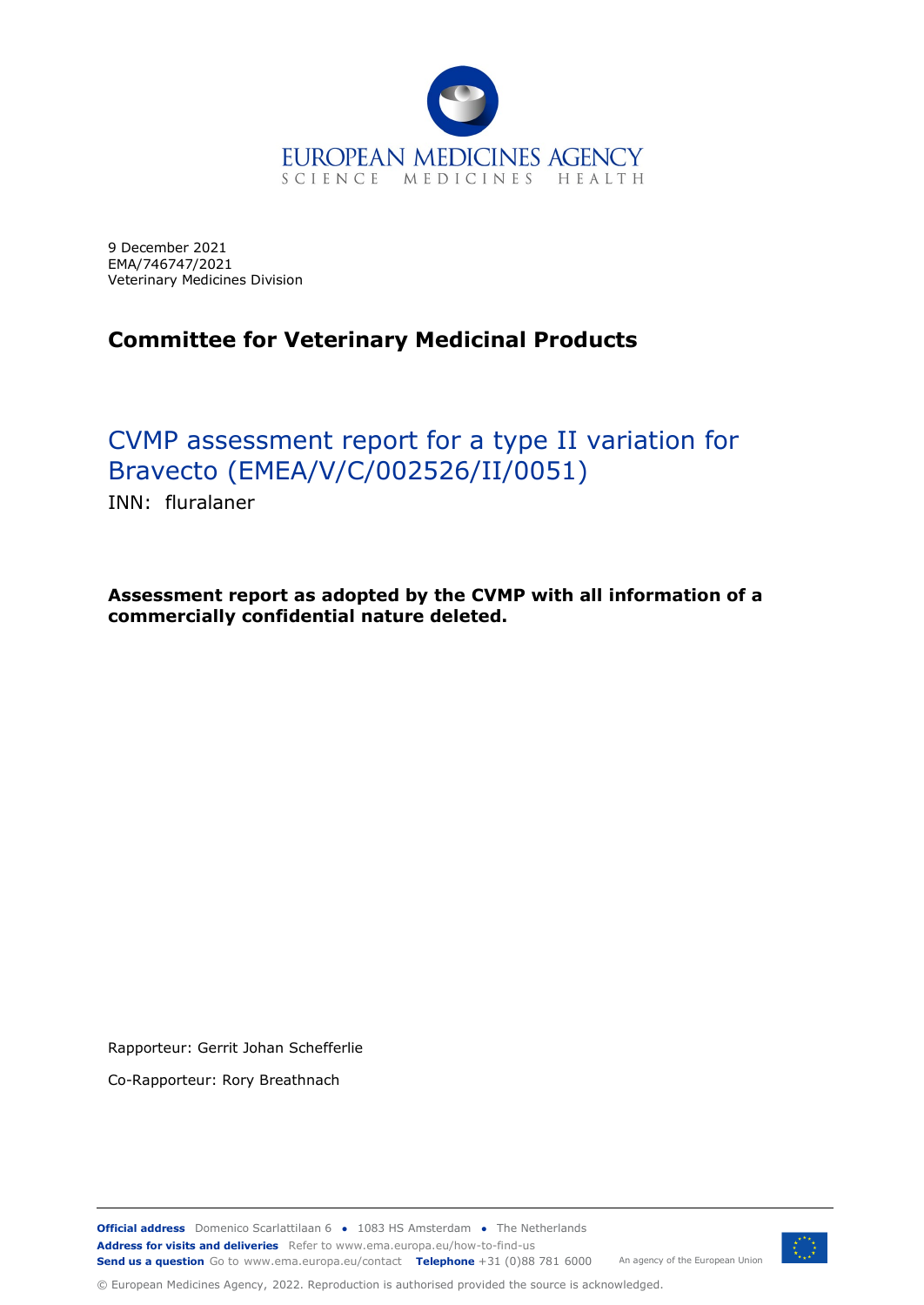EUROPEAN MEDICINES AGENCY
SCIENCE MEDICINES HEALTH

9 December 2021
EMA/746747/2021
Veterinary Medicines Division

## Committee for Veterinary Medicinal Products

# CVMP assessment report for a type II variation for Bravecto (EMEA/V/C/002526/II/0051)

INN: fluralaner

**Assessment report as adopted by the CVMP with all information of a commercially confidential nature deleted.**

Rapporteur: Gerrit Johan Schefferlie

Co-Rapporteur: Rory Breathnach

**Official address** Domenico Scarlattilaan 6 ● 1083 HS Amsterdam ● The Netherlands
**Address for visits and deliveries** Refer to www.ema.europa.eu/how-to-find-us
**Send us a question** Go to www.ema.europa.eu/contact **Telephone** +31 (0)88 781 6000

An agency of the European Union

© European Medicines Agency, 2022. Reproduction is authorised provided the source is acknowledged.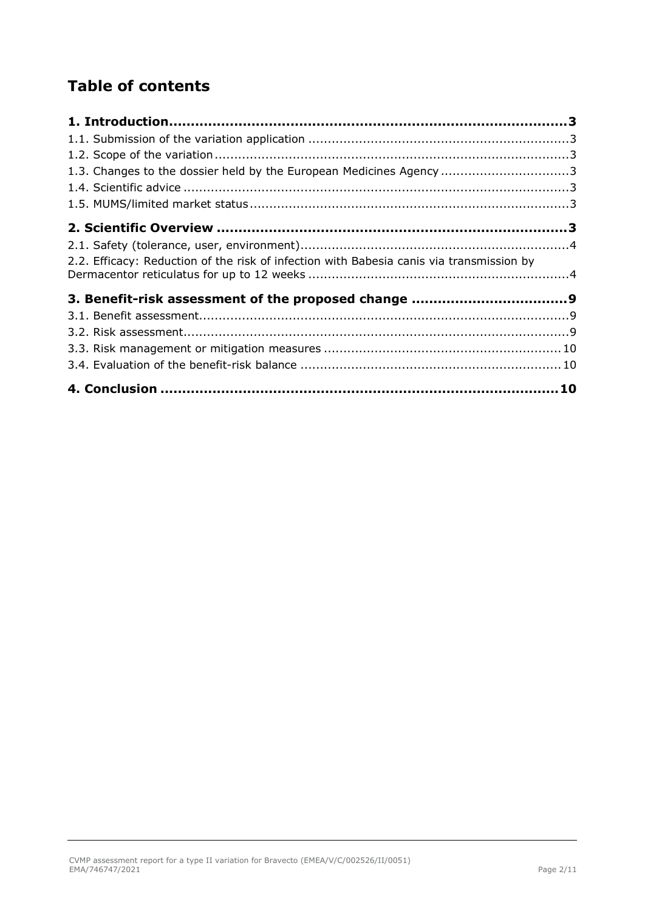# Table of contents

**1. Introduction .......... 3**

1.1. Submission of the variation application .......... 3

1.2. Scope of the variation .......... 3

1.3. Changes to the dossier held by the European Medicines Agency .......... 3

1.4. Scientific advice .......... 3

1.5. MUMS/limited market status .......... 3

**2. Scientific Overview .......... 3**

2.1. Safety (tolerance, user, environment) .......... 4

2.2. Efficacy: Reduction of the risk of infection with Babesia canis via transmission by Dermacentor reticulatus for up to 12 weeks .......... 4

**3. Benefit-risk assessment of the proposed change .......... 9**

3.1. Benefit assessment .......... 9

3.2. Risk assessment .......... 9

3.3. Risk management or mitigation measures .......... 10

3.4. Evaluation of the benefit-risk balance .......... 10

**4. Conclusion .......... 10**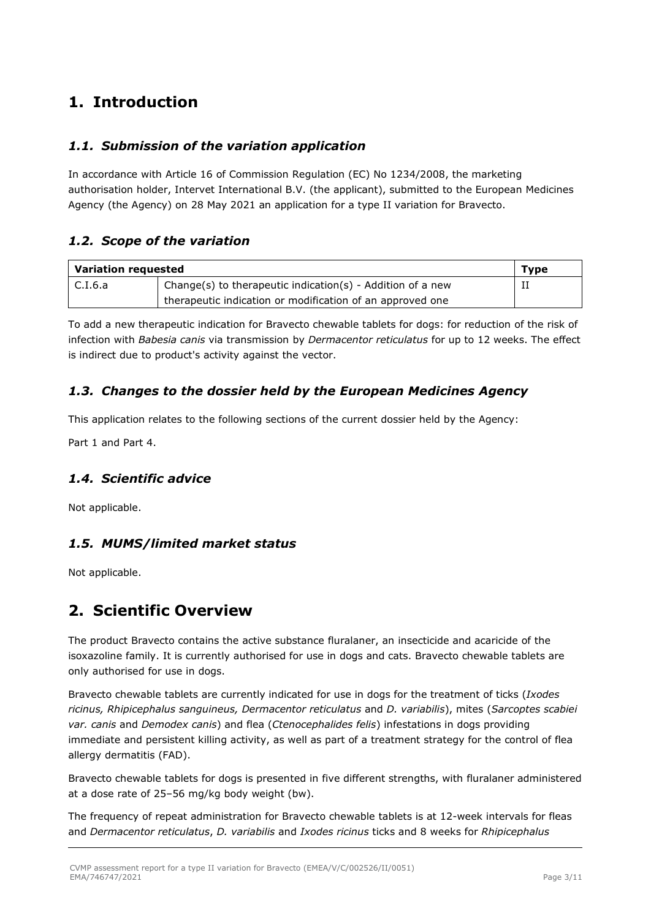# 1. Introduction

## *1.1. Submission of the variation application*

In accordance with Article 16 of Commission Regulation (EC) No 1234/2008, the marketing authorisation holder, Intervet International B.V. (the applicant), submitted to the European Medicines Agency (the Agency) on 28 May 2021 an application for a type II variation for Bravecto.

## *1.2. Scope of the variation*

| **Variation requested** | | **Type** |
|---|---|---|
| C.I.6.a | Change(s) to therapeutic indication(s) - Addition of a new therapeutic indication or modification of an approved one | II |

To add a new therapeutic indication for Bravecto chewable tablets for dogs: for reduction of the risk of infection with *Babesia canis* via transmission by *Dermacentor reticulatus* for up to 12 weeks. The effect is indirect due to product's activity against the vector.

## *1.3. Changes to the dossier held by the European Medicines Agency*

This application relates to the following sections of the current dossier held by the Agency:

Part 1 and Part 4.

## *1.4. Scientific advice*

Not applicable.

## *1.5. MUMS/limited market status*

Not applicable.

# 2. Scientific Overview

The product Bravecto contains the active substance fluralaner, an insecticide and acaricide of the isoxazoline family. It is currently authorised for use in dogs and cats. Bravecto chewable tablets are only authorised for use in dogs.

Bravecto chewable tablets are currently indicated for use in dogs for the treatment of ticks (*Ixodes ricinus, Rhipicephalus sanguineus, Dermacentor reticulatus* and *D. variabilis*), mites (*Sarcoptes scabiei var. canis* and *Demodex canis*) and flea (*Ctenocephalides felis*) infestations in dogs providing immediate and persistent killing activity, as well as part of a treatment strategy for the control of flea allergy dermatitis (FAD).

Bravecto chewable tablets for dogs is presented in five different strengths, with fluralaner administered at a dose rate of 25–56 mg/kg body weight (bw).

The frequency of repeat administration for Bravecto chewable tablets is at 12-week intervals for fleas and *Dermacentor reticulatus*, *D. variabilis* and *Ixodes ricinus* ticks and 8 weeks for *Rhipicephalus*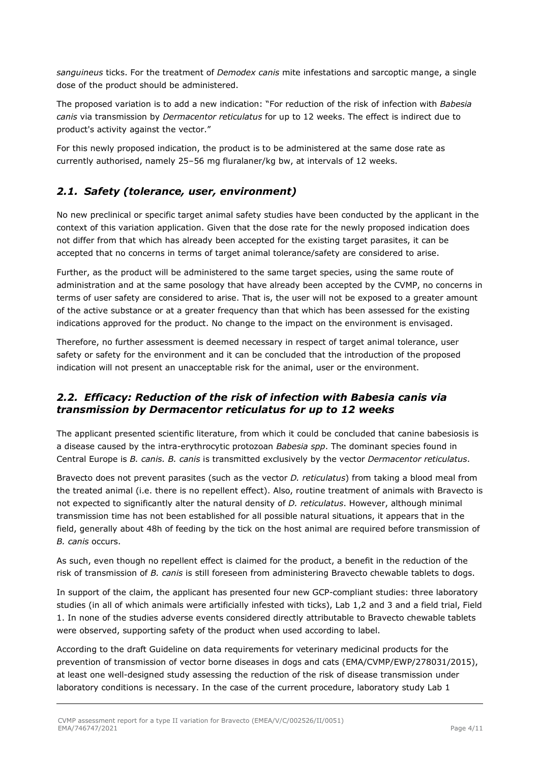*sanguineus* ticks. For the treatment of *Demodex canis* mite infestations and sarcoptic mange, a single dose of the product should be administered.

The proposed variation is to add a new indication: "For reduction of the risk of infection with *Babesia canis* via transmission by *Dermacentor reticulatus* for up to 12 weeks. The effect is indirect due to product's activity against the vector."

For this newly proposed indication, the product is to be administered at the same dose rate as currently authorised, namely 25–56 mg fluralaner/kg bw, at intervals of 12 weeks.

## *2.1. Safety (tolerance, user, environment)*

No new preclinical or specific target animal safety studies have been conducted by the applicant in the context of this variation application. Given that the dose rate for the newly proposed indication does not differ from that which has already been accepted for the existing target parasites, it can be accepted that no concerns in terms of target animal tolerance/safety are considered to arise.

Further, as the product will be administered to the same target species, using the same route of administration and at the same posology that have already been accepted by the CVMP, no concerns in terms of user safety are considered to arise. That is, the user will not be exposed to a greater amount of the active substance or at a greater frequency than that which has been assessed for the existing indications approved for the product. No change to the impact on the environment is envisaged.

Therefore, no further assessment is deemed necessary in respect of target animal tolerance, user safety or safety for the environment and it can be concluded that the introduction of the proposed indication will not present an unacceptable risk for the animal, user or the environment.

## *2.2. Efficacy: Reduction of the risk of infection with Babesia canis via transmission by Dermacentor reticulatus for up to 12 weeks*

The applicant presented scientific literature, from which it could be concluded that canine babesiosis is a disease caused by the intra-erythrocytic protozoan *Babesia spp*. The dominant species found in Central Europe is *B. canis. B. canis* is transmitted exclusively by the vector *Dermacentor reticulatus*.

Bravecto does not prevent parasites (such as the vector *D. reticulatus*) from taking a blood meal from the treated animal (i.e. there is no repellent effect). Also, routine treatment of animals with Bravecto is not expected to significantly alter the natural density of *D. reticulatus*. However, although minimal transmission time has not been established for all possible natural situations, it appears that in the field, generally about 48h of feeding by the tick on the host animal are required before transmission of *B. canis* occurs.

As such, even though no repellent effect is claimed for the product, a benefit in the reduction of the risk of transmission of *B. canis* is still foreseen from administering Bravecto chewable tablets to dogs.

In support of the claim, the applicant has presented four new GCP-compliant studies: three laboratory studies (in all of which animals were artificially infested with ticks), Lab 1,2 and 3 and a field trial, Field 1. In none of the studies adverse events considered directly attributable to Bravecto chewable tablets were observed, supporting safety of the product when used according to label.

According to the draft Guideline on data requirements for veterinary medicinal products for the prevention of transmission of vector borne diseases in dogs and cats (EMA/CVMP/EWP/278031/2015), at least one well-designed study assessing the reduction of the risk of disease transmission under laboratory conditions is necessary. In the case of the current procedure, laboratory study Lab 1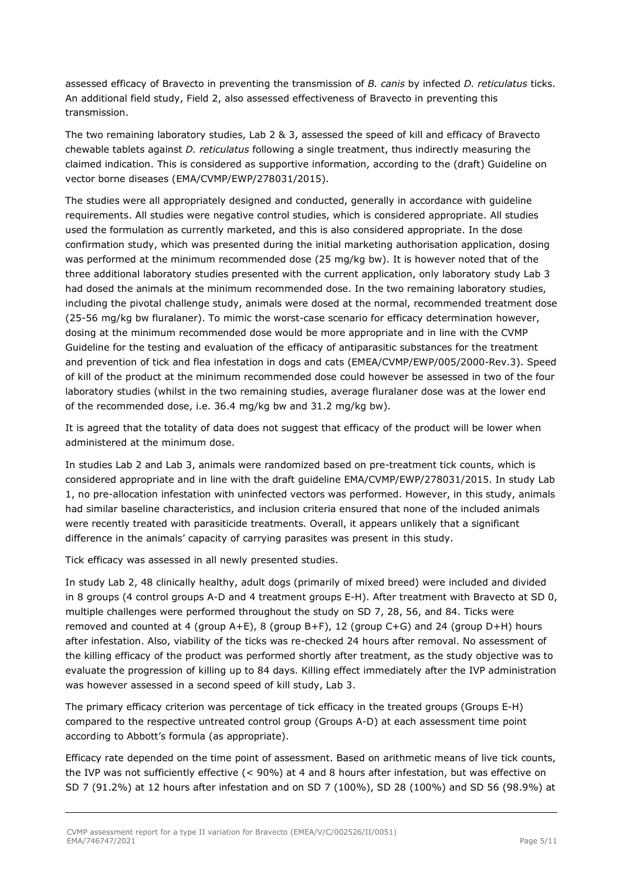assessed efficacy of Bravecto in preventing the transmission of *B. canis* by infected *D. reticulatus* ticks. An additional field study, Field 2, also assessed effectiveness of Bravecto in preventing this transmission.

The two remaining laboratory studies, Lab 2 & 3, assessed the speed of kill and efficacy of Bravecto chewable tablets against *D. reticulatus* following a single treatment, thus indirectly measuring the claimed indication. This is considered as supportive information, according to the (draft) Guideline on vector borne diseases (EMA/CVMP/EWP/278031/2015).

The studies were all appropriately designed and conducted, generally in accordance with guideline requirements. All studies were negative control studies, which is considered appropriate. All studies used the formulation as currently marketed, and this is also considered appropriate. In the dose confirmation study, which was presented during the initial marketing authorisation application, dosing was performed at the minimum recommended dose (25 mg/kg bw). It is however noted that of the three additional laboratory studies presented with the current application, only laboratory study Lab 3 had dosed the animals at the minimum recommended dose. In the two remaining laboratory studies, including the pivotal challenge study, animals were dosed at the normal, recommended treatment dose (25-56 mg/kg bw fluralaner). To mimic the worst-case scenario for efficacy determination however, dosing at the minimum recommended dose would be more appropriate and in line with the CVMP Guideline for the testing and evaluation of the efficacy of antiparasitic substances for the treatment and prevention of tick and flea infestation in dogs and cats (EMEA/CVMP/EWP/005/2000-Rev.3). Speed of kill of the product at the minimum recommended dose could however be assessed in two of the four laboratory studies (whilst in the two remaining studies, average fluralaner dose was at the lower end of the recommended dose, i.e. 36.4 mg/kg bw and 31.2 mg/kg bw).

It is agreed that the totality of data does not suggest that efficacy of the product will be lower when administered at the minimum dose.

In studies Lab 2 and Lab 3, animals were randomized based on pre-treatment tick counts, which is considered appropriate and in line with the draft guideline EMA/CVMP/EWP/278031/2015. In study Lab 1, no pre-allocation infestation with uninfected vectors was performed. However, in this study, animals had similar baseline characteristics, and inclusion criteria ensured that none of the included animals were recently treated with parasiticide treatments. Overall, it appears unlikely that a significant difference in the animals' capacity of carrying parasites was present in this study.

Tick efficacy was assessed in all newly presented studies.

In study Lab 2, 48 clinically healthy, adult dogs (primarily of mixed breed) were included and divided in 8 groups (4 control groups A-D and 4 treatment groups E-H). After treatment with Bravecto at SD 0, multiple challenges were performed throughout the study on SD 7, 28, 56, and 84. Ticks were removed and counted at 4 (group A+E), 8 (group B+F), 12 (group C+G) and 24 (group D+H) hours after infestation. Also, viability of the ticks was re-checked 24 hours after removal. No assessment of the killing efficacy of the product was performed shortly after treatment, as the study objective was to evaluate the progression of killing up to 84 days. Killing effect immediately after the IVP administration was however assessed in a second speed of kill study, Lab 3.

The primary efficacy criterion was percentage of tick efficacy in the treated groups (Groups E-H) compared to the respective untreated control group (Groups A-D) at each assessment time point according to Abbott's formula (as appropriate).

Efficacy rate depended on the time point of assessment. Based on arithmetic means of live tick counts, the IVP was not sufficiently effective (< 90%) at 4 and 8 hours after infestation, but was effective on SD 7 (91.2%) at 12 hours after infestation and on SD 7 (100%), SD 28 (100%) and SD 56 (98.9%) at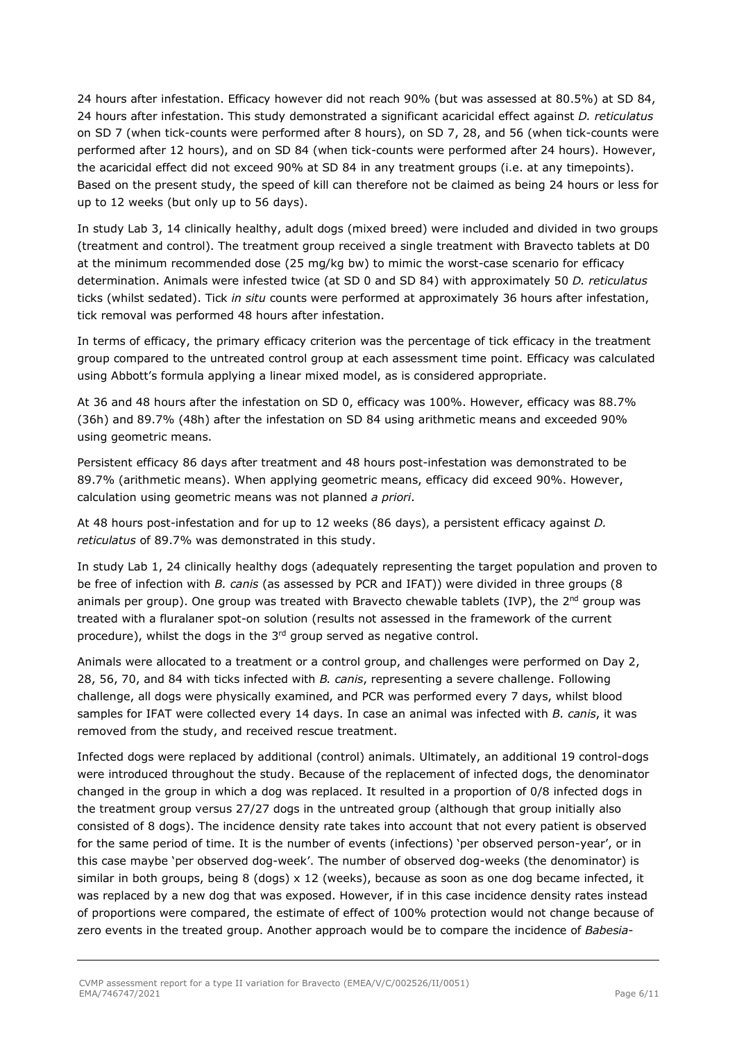24 hours after infestation. Efficacy however did not reach 90% (but was assessed at 80.5%) at SD 84, 24 hours after infestation. This study demonstrated a significant acaricidal effect against *D. reticulatus* on SD 7 (when tick-counts were performed after 8 hours), on SD 7, 28, and 56 (when tick-counts were performed after 12 hours), and on SD 84 (when tick-counts were performed after 24 hours). However, the acaricidal effect did not exceed 90% at SD 84 in any treatment groups (i.e. at any timepoints). Based on the present study, the speed of kill can therefore not be claimed as being 24 hours or less for up to 12 weeks (but only up to 56 days).

In study Lab 3, 14 clinically healthy, adult dogs (mixed breed) were included and divided in two groups (treatment and control). The treatment group received a single treatment with Bravecto tablets at D0 at the minimum recommended dose (25 mg/kg bw) to mimic the worst-case scenario for efficacy determination. Animals were infested twice (at SD 0 and SD 84) with approximately 50 *D. reticulatus* ticks (whilst sedated). Tick *in situ* counts were performed at approximately 36 hours after infestation, tick removal was performed 48 hours after infestation.

In terms of efficacy, the primary efficacy criterion was the percentage of tick efficacy in the treatment group compared to the untreated control group at each assessment time point. Efficacy was calculated using Abbott's formula applying a linear mixed model, as is considered appropriate.

At 36 and 48 hours after the infestation on SD 0, efficacy was 100%. However, efficacy was 88.7% (36h) and 89.7% (48h) after the infestation on SD 84 using arithmetic means and exceeded 90% using geometric means.

Persistent efficacy 86 days after treatment and 48 hours post-infestation was demonstrated to be 89.7% (arithmetic means). When applying geometric means, efficacy did exceed 90%. However, calculation using geometric means was not planned *a priori*.

At 48 hours post-infestation and for up to 12 weeks (86 days), a persistent efficacy against *D. reticulatus* of 89.7% was demonstrated in this study.

In study Lab 1, 24 clinically healthy dogs (adequately representing the target population and proven to be free of infection with *B. canis* (as assessed by PCR and IFAT)) were divided in three groups (8 animals per group). One group was treated with Bravecto chewable tablets (IVP), the 2nd group was treated with a fluralaner spot-on solution (results not assessed in the framework of the current procedure), whilst the dogs in the 3rd group served as negative control.

Animals were allocated to a treatment or a control group, and challenges were performed on Day 2, 28, 56, 70, and 84 with ticks infected with *B. canis*, representing a severe challenge. Following challenge, all dogs were physically examined, and PCR was performed every 7 days, whilst blood samples for IFAT were collected every 14 days. In case an animal was infected with *B. canis*, it was removed from the study, and received rescue treatment.

Infected dogs were replaced by additional (control) animals. Ultimately, an additional 19 control-dogs were introduced throughout the study. Because of the replacement of infected dogs, the denominator changed in the group in which a dog was replaced. It resulted in a proportion of 0/8 infected dogs in the treatment group versus 27/27 dogs in the untreated group (although that group initially also consisted of 8 dogs). The incidence density rate takes into account that not every patient is observed for the same period of time. It is the number of events (infections) 'per observed person-year', or in this case maybe 'per observed dog-week'. The number of observed dog-weeks (the denominator) is similar in both groups, being 8 (dogs) x 12 (weeks), because as soon as one dog became infected, it was replaced by a new dog that was exposed. However, if in this case incidence density rates instead of proportions were compared, the estimate of effect of 100% protection would not change because of zero events in the treated group. Another approach would be to compare the incidence of *Babesia*-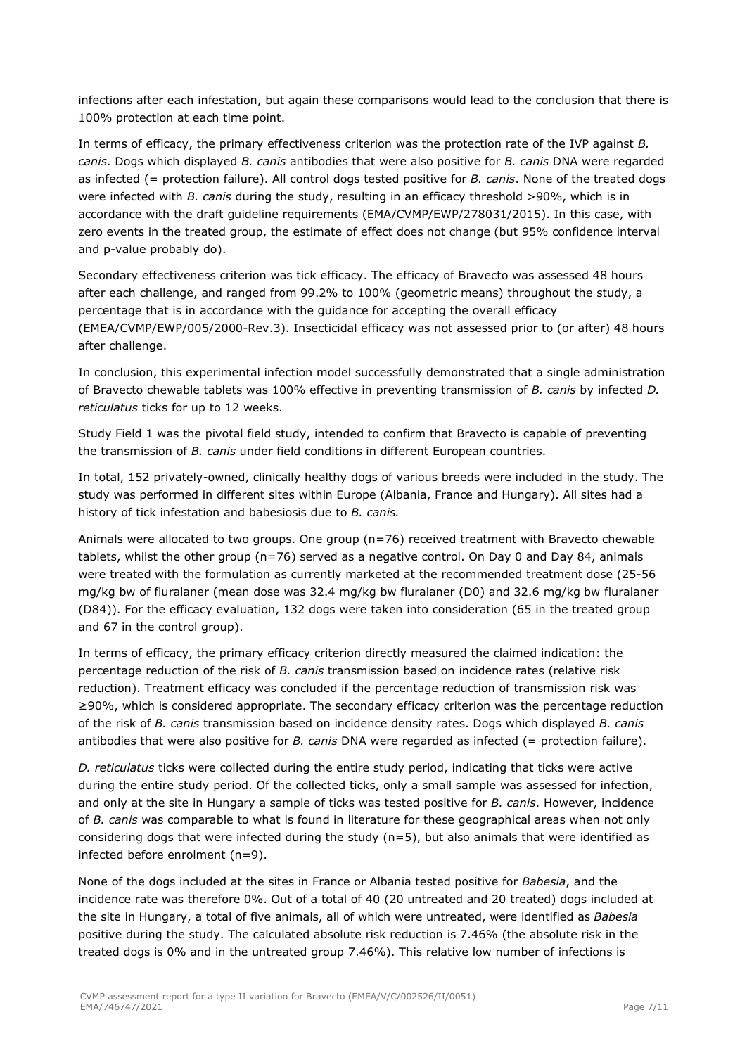infections after each infestation, but again these comparisons would lead to the conclusion that there is 100% protection at each time point.

In terms of efficacy, the primary effectiveness criterion was the protection rate of the IVP against *B. canis*. Dogs which displayed *B. canis* antibodies that were also positive for *B. canis* DNA were regarded as infected (= protection failure). All control dogs tested positive for *B. canis*. None of the treated dogs were infected with *B. canis* during the study, resulting in an efficacy threshold >90%, which is in accordance with the draft guideline requirements (EMA/CVMP/EWP/278031/2015). In this case, with zero events in the treated group, the estimate of effect does not change (but 95% confidence interval and p-value probably do).

Secondary effectiveness criterion was tick efficacy. The efficacy of Bravecto was assessed 48 hours after each challenge, and ranged from 99.2% to 100% (geometric means) throughout the study, a percentage that is in accordance with the guidance for accepting the overall efficacy (EMEA/CVMP/EWP/005/2000-Rev.3). Insecticidal efficacy was not assessed prior to (or after) 48 hours after challenge.

In conclusion, this experimental infection model successfully demonstrated that a single administration of Bravecto chewable tablets was 100% effective in preventing transmission of *B. canis* by infected *D. reticulatus* ticks for up to 12 weeks.

Study Field 1 was the pivotal field study, intended to confirm that Bravecto is capable of preventing the transmission of *B. canis* under field conditions in different European countries.

In total, 152 privately-owned, clinically healthy dogs of various breeds were included in the study. The study was performed in different sites within Europe (Albania, France and Hungary). All sites had a history of tick infestation and babesiosis due to *B. canis.*

Animals were allocated to two groups. One group (n=76) received treatment with Bravecto chewable tablets, whilst the other group (n=76) served as a negative control. On Day 0 and Day 84, animals were treated with the formulation as currently marketed at the recommended treatment dose (25-56 mg/kg bw of fluralaner (mean dose was 32.4 mg/kg bw fluralaner (D0) and 32.6 mg/kg bw fluralaner (D84)). For the efficacy evaluation, 132 dogs were taken into consideration (65 in the treated group and 67 in the control group).

In terms of efficacy, the primary efficacy criterion directly measured the claimed indication: the percentage reduction of the risk of *B. canis* transmission based on incidence rates (relative risk reduction). Treatment efficacy was concluded if the percentage reduction of transmission risk was ≥90%, which is considered appropriate. The secondary efficacy criterion was the percentage reduction of the risk of *B. canis* transmission based on incidence density rates. Dogs which displayed *B. canis* antibodies that were also positive for *B. canis* DNA were regarded as infected (= protection failure).

*D. reticulatus* ticks were collected during the entire study period, indicating that ticks were active during the entire study period. Of the collected ticks, only a small sample was assessed for infection, and only at the site in Hungary a sample of ticks was tested positive for *B. canis*. However, incidence of *B. canis* was comparable to what is found in literature for these geographical areas when not only considering dogs that were infected during the study (n=5), but also animals that were identified as infected before enrolment (n=9).

None of the dogs included at the sites in France or Albania tested positive for *Babesia*, and the incidence rate was therefore 0%. Out of a total of 40 (20 untreated and 20 treated) dogs included at the site in Hungary, a total of five animals, all of which were untreated, were identified as *Babesia* positive during the study. The calculated absolute risk reduction is 7.46% (the absolute risk in the treated dogs is 0% and in the untreated group 7.46%). This relative low number of infections is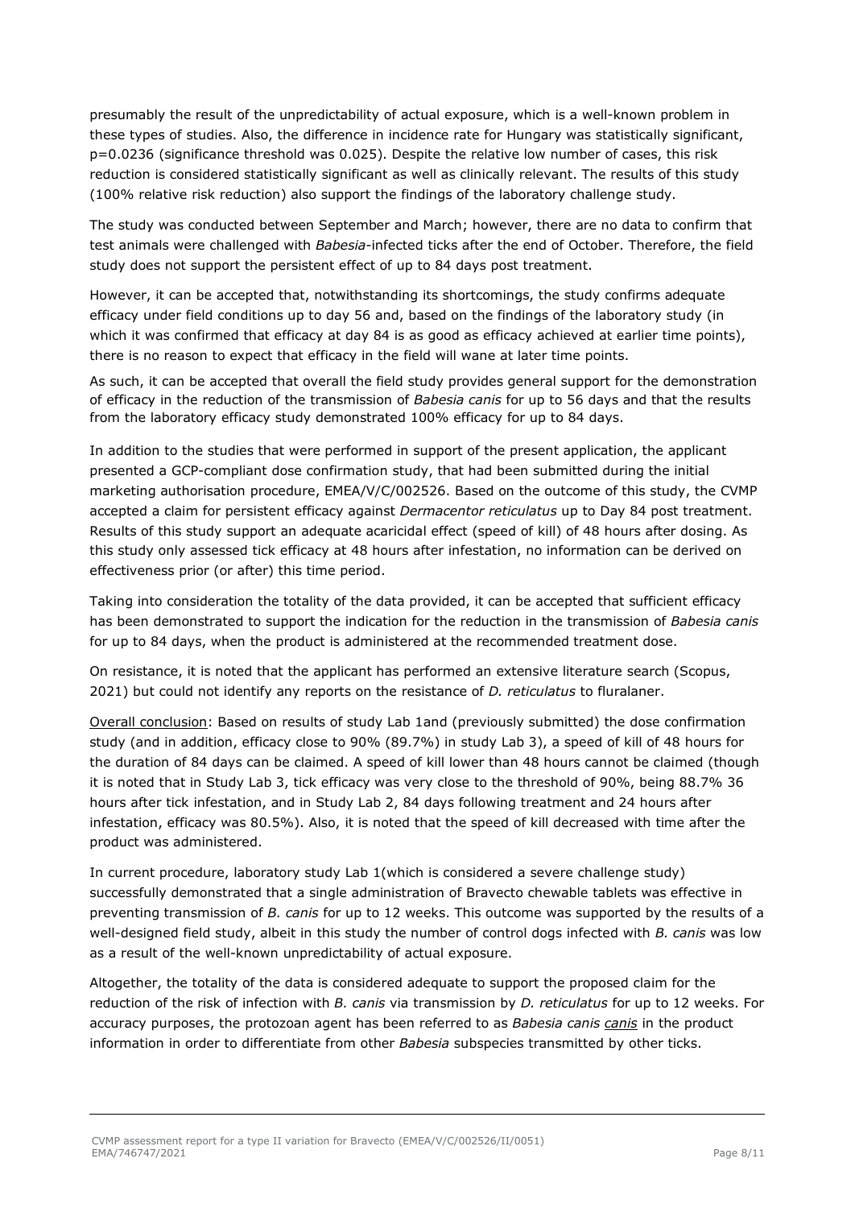presumably the result of the unpredictability of actual exposure, which is a well-known problem in these types of studies. Also, the difference in incidence rate for Hungary was statistically significant, p=0.0236 (significance threshold was 0.025). Despite the relative low number of cases, this risk reduction is considered statistically significant as well as clinically relevant. The results of this study (100% relative risk reduction) also support the findings of the laboratory challenge study.

The study was conducted between September and March; however, there are no data to confirm that test animals were challenged with *Babesia*-infected ticks after the end of October. Therefore, the field study does not support the persistent effect of up to 84 days post treatment.

However, it can be accepted that, notwithstanding its shortcomings, the study confirms adequate efficacy under field conditions up to day 56 and, based on the findings of the laboratory study (in which it was confirmed that efficacy at day 84 is as good as efficacy achieved at earlier time points), there is no reason to expect that efficacy in the field will wane at later time points.

As such, it can be accepted that overall the field study provides general support for the demonstration of efficacy in the reduction of the transmission of *Babesia canis* for up to 56 days and that the results from the laboratory efficacy study demonstrated 100% efficacy for up to 84 days.

In addition to the studies that were performed in support of the present application, the applicant presented a GCP-compliant dose confirmation study, that had been submitted during the initial marketing authorisation procedure, EMEA/V/C/002526. Based on the outcome of this study, the CVMP accepted a claim for persistent efficacy against *Dermacentor reticulatus* up to Day 84 post treatment. Results of this study support an adequate acaricidal effect (speed of kill) of 48 hours after dosing. As this study only assessed tick efficacy at 48 hours after infestation, no information can be derived on effectiveness prior (or after) this time period.

Taking into consideration the totality of the data provided, it can be accepted that sufficient efficacy has been demonstrated to support the indication for the reduction in the transmission of *Babesia canis* for up to 84 days, when the product is administered at the recommended treatment dose.

On resistance, it is noted that the applicant has performed an extensive literature search (Scopus, 2021) but could not identify any reports on the resistance of *D. reticulatus* to fluralaner.

Overall conclusion: Based on results of study Lab 1and (previously submitted) the dose confirmation study (and in addition, efficacy close to 90% (89.7%) in study Lab 3), a speed of kill of 48 hours for the duration of 84 days can be claimed. A speed of kill lower than 48 hours cannot be claimed (though it is noted that in Study Lab 3, tick efficacy was very close to the threshold of 90%, being 88.7% 36 hours after tick infestation, and in Study Lab 2, 84 days following treatment and 24 hours after infestation, efficacy was 80.5%). Also, it is noted that the speed of kill decreased with time after the product was administered.

In current procedure, laboratory study Lab 1(which is considered a severe challenge study) successfully demonstrated that a single administration of Bravecto chewable tablets was effective in preventing transmission of *B. canis* for up to 12 weeks. This outcome was supported by the results of a well-designed field study, albeit in this study the number of control dogs infected with *B. canis* was low as a result of the well-known unpredictability of actual exposure.

Altogether, the totality of the data is considered adequate to support the proposed claim for the reduction of the risk of infection with *B. canis* via transmission by *D. reticulatus* for up to 12 weeks. For accuracy purposes, the protozoan agent has been referred to as *Babesia canis canis* in the product information in order to differentiate from other *Babesia* subspecies transmitted by other ticks.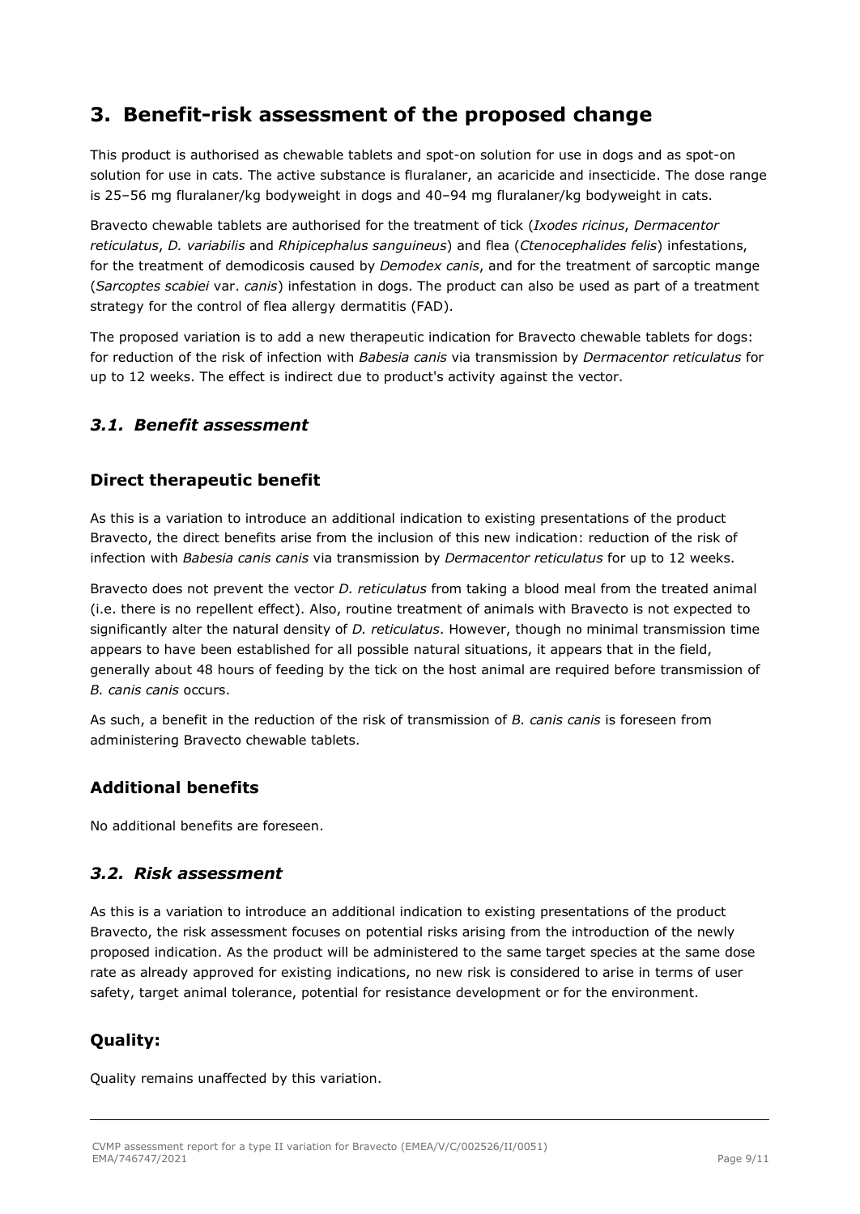# 3. Benefit-risk assessment of the proposed change

This product is authorised as chewable tablets and spot-on solution for use in dogs and as spot-on solution for use in cats. The active substance is fluralaner, an acaricide and insecticide. The dose range is 25–56 mg fluralaner/kg bodyweight in dogs and 40–94 mg fluralaner/kg bodyweight in cats.

Bravecto chewable tablets are authorised for the treatment of tick (*Ixodes ricinus*, *Dermacentor reticulatus*, *D. variabilis* and *Rhipicephalus sanguineus*) and flea (*Ctenocephalides felis*) infestations, for the treatment of demodicosis caused by *Demodex canis*, and for the treatment of sarcoptic mange (*Sarcoptes scabiei* var. *canis*) infestation in dogs. The product can also be used as part of a treatment strategy for the control of flea allergy dermatitis (FAD).

The proposed variation is to add a new therapeutic indication for Bravecto chewable tablets for dogs: for reduction of the risk of infection with *Babesia canis* via transmission by *Dermacentor reticulatus* for up to 12 weeks. The effect is indirect due to product's activity against the vector.

## *3.1. Benefit assessment*

### Direct therapeutic benefit

As this is a variation to introduce an additional indication to existing presentations of the product Bravecto, the direct benefits arise from the inclusion of this new indication: reduction of the risk of infection with *Babesia canis canis* via transmission by *Dermacentor reticulatus* for up to 12 weeks.

Bravecto does not prevent the vector *D. reticulatus* from taking a blood meal from the treated animal (i.e. there is no repellent effect). Also, routine treatment of animals with Bravecto is not expected to significantly alter the natural density of *D. reticulatus*. However, though no minimal transmission time appears to have been established for all possible natural situations, it appears that in the field, generally about 48 hours of feeding by the tick on the host animal are required before transmission of *B. canis canis* occurs.

As such, a benefit in the reduction of the risk of transmission of *B. canis canis* is foreseen from administering Bravecto chewable tablets.

### Additional benefits

No additional benefits are foreseen.

## *3.2. Risk assessment*

As this is a variation to introduce an additional indication to existing presentations of the product Bravecto, the risk assessment focuses on potential risks arising from the introduction of the newly proposed indication. As the product will be administered to the same target species at the same dose rate as already approved for existing indications, no new risk is considered to arise in terms of user safety, target animal tolerance, potential for resistance development or for the environment.

### Quality:

Quality remains unaffected by this variation.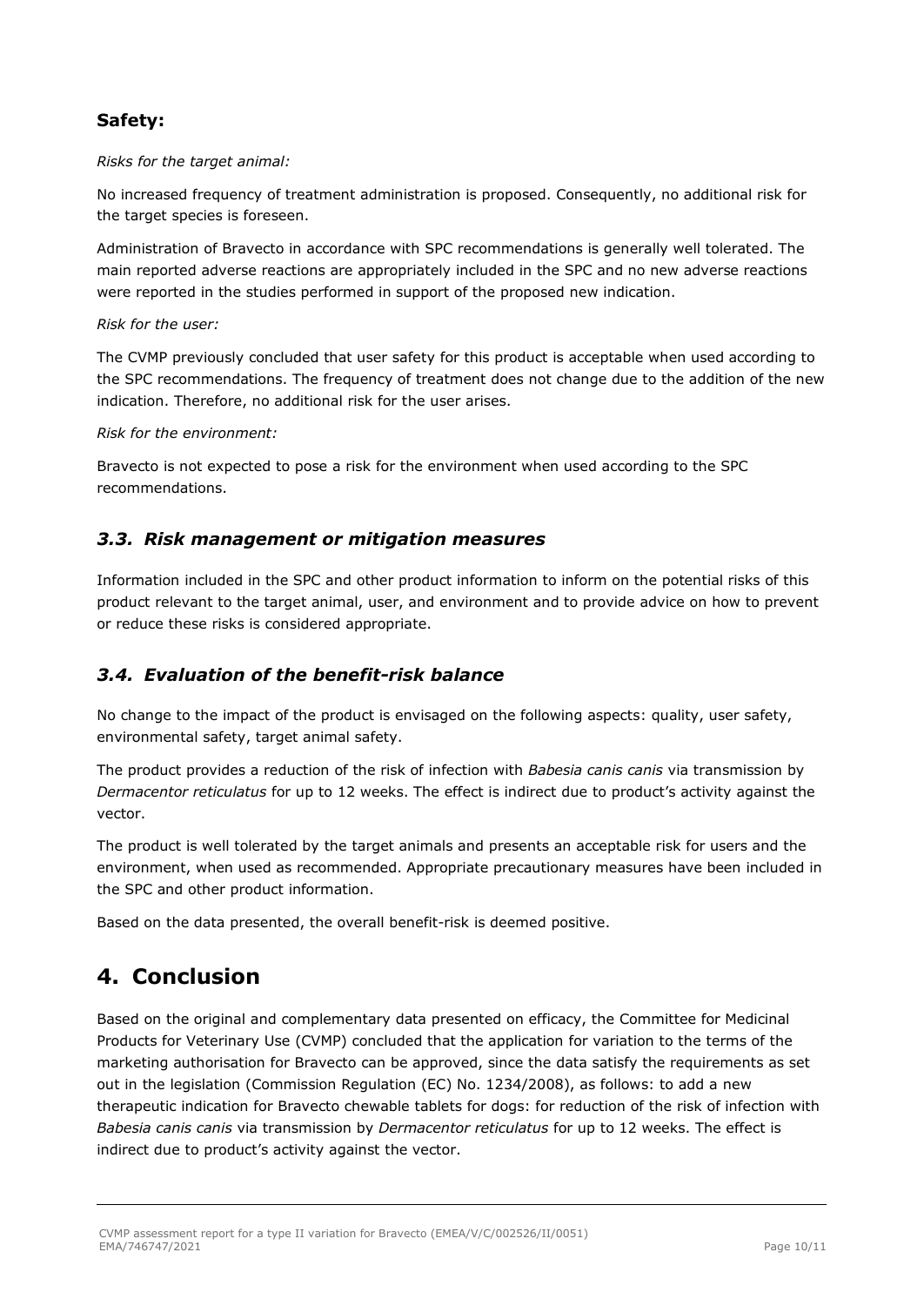### Safety:

*Risks for the target animal:*

No increased frequency of treatment administration is proposed. Consequently, no additional risk for the target species is foreseen.

Administration of Bravecto in accordance with SPC recommendations is generally well tolerated. The main reported adverse reactions are appropriately included in the SPC and no new adverse reactions were reported in the studies performed in support of the proposed new indication.

*Risk for the user:*

The CVMP previously concluded that user safety for this product is acceptable when used according to the SPC recommendations. The frequency of treatment does not change due to the addition of the new indication. Therefore, no additional risk for the user arises.

*Risk for the environment:*

Bravecto is not expected to pose a risk for the environment when used according to the SPC recommendations.

## *3.3. Risk management or mitigation measures*

Information included in the SPC and other product information to inform on the potential risks of this product relevant to the target animal, user, and environment and to provide advice on how to prevent or reduce these risks is considered appropriate.

## *3.4. Evaluation of the benefit-risk balance*

No change to the impact of the product is envisaged on the following aspects: quality, user safety, environmental safety, target animal safety.

The product provides a reduction of the risk of infection with *Babesia canis canis* via transmission by *Dermacentor reticulatus* for up to 12 weeks. The effect is indirect due to product's activity against the vector.

The product is well tolerated by the target animals and presents an acceptable risk for users and the environment, when used as recommended. Appropriate precautionary measures have been included in the SPC and other product information.

Based on the data presented, the overall benefit-risk is deemed positive.

# 4. Conclusion

Based on the original and complementary data presented on efficacy, the Committee for Medicinal Products for Veterinary Use (CVMP) concluded that the application for variation to the terms of the marketing authorisation for Bravecto can be approved, since the data satisfy the requirements as set out in the legislation (Commission Regulation (EC) No. 1234/2008), as follows: to add a new therapeutic indication for Bravecto chewable tablets for dogs: for reduction of the risk of infection with *Babesia canis canis* via transmission by *Dermacentor reticulatus* for up to 12 weeks. The effect is indirect due to product's activity against the vector.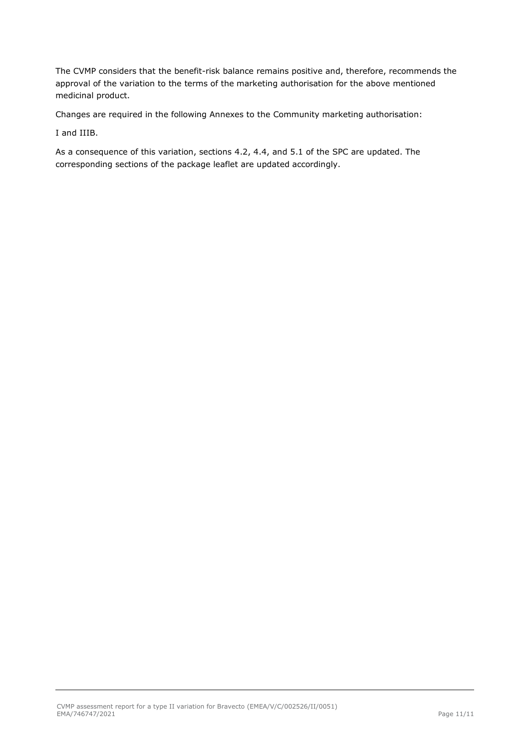The CVMP considers that the benefit-risk balance remains positive and, therefore, recommends the approval of the variation to the terms of the marketing authorisation for the above mentioned medicinal product.

Changes are required in the following Annexes to the Community marketing authorisation:

I and IIIB.

As a consequence of this variation, sections 4.2, 4.4, and 5.1 of the SPC are updated. The corresponding sections of the package leaflet are updated accordingly.